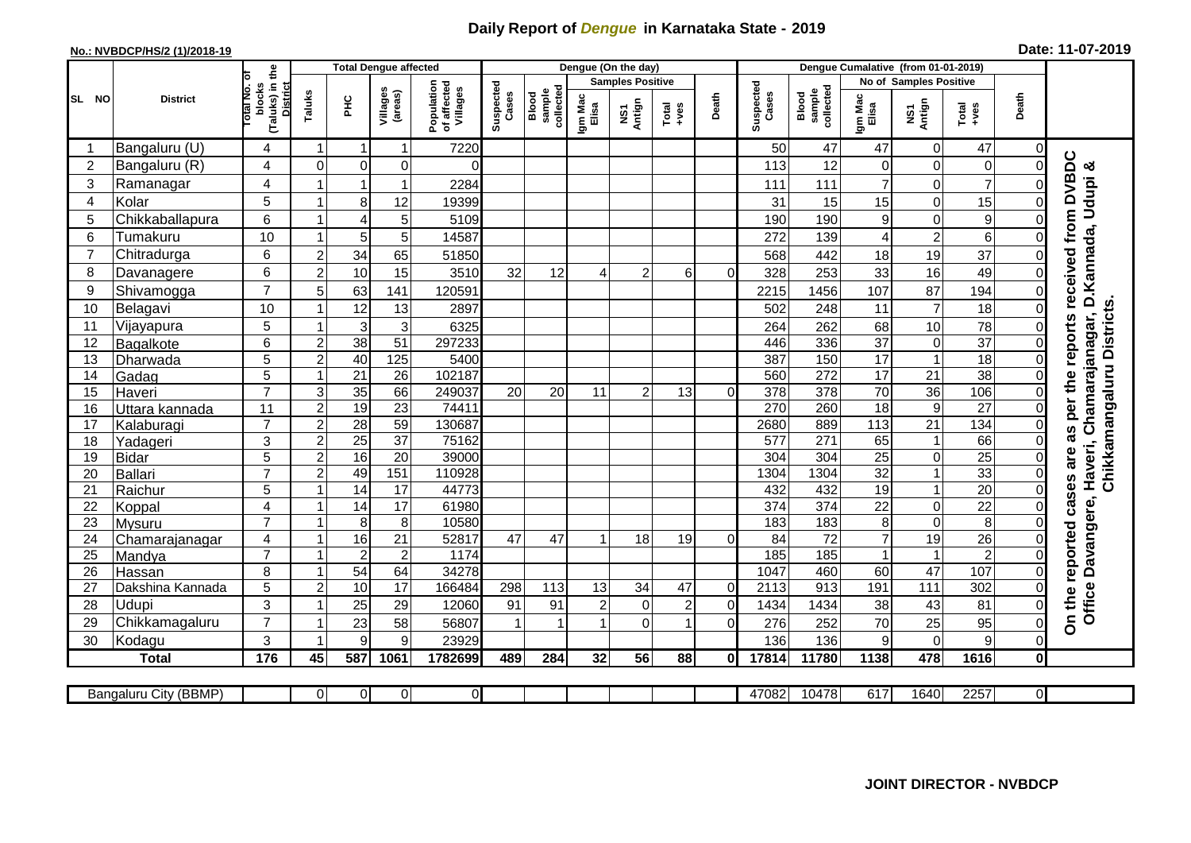# Daily Report of *Dengue* in Karnataka State - 2019

**No.: NVBDCP/HS/2 (1)/2018-19**

**Date: 11-07-2019**

| SL NO | District | Total No. of blocks (Taluks) in the District | Total Dengue affected | | | | Dengue (On the day) | | | | | | Dengue Cumalative (from 01-01-2019) | | | | | | |
|---|---|---|---|---|---|---|---|---|---|---|---|---|---|---|---|---|---|---|---|
| | | | Taluks | PHC | Villages (areas) | Population of affected Villages | Suspected Cases | Blood sample collected | Samples Positive | | | Death | Suspected Cases | Blood sample collected | No of Samples Positive | | | Death | |
| | | | | | | | | | Igm Mac Elisa | NS1 Antign | Total +ves | | | | Igm Mac Elisa | NS1 Antign | Total +ves | | |
| 1 | Bangaluru (U) | 4 | 1 | 1 | 1 | 7220 | | | | | | | 50 | 47 | 47 | 0 | 47 | 0 | On the reported cases are as per the reports received from DVBDC Office Davangere, Haveri, Chamarajanagar, D.Kannada, Udupi & Chikkamangaluru Districts. |
| 2 | Bangaluru (R) | 4 | 0 | 0 | 0 | 0 | | | | | | | 113 | 12 | 0 | 0 | 0 | 0 | |
| 3 | Ramanagar | 4 | 1 | 1 | 1 | 2284 | | | | | | | 111 | 111 | 7 | 0 | 7 | 0 | |
| 4 | Kolar | 5 | 1 | 8 | 12 | 19399 | | | | | | | 31 | 15 | 15 | 0 | 15 | 0 | |
| 5 | Chikkaballapura | 6 | 1 | 4 | 5 | 5109 | | | | | | | 190 | 190 | 9 | 0 | 9 | 0 | |
| 6 | Tumakuru | 10 | 1 | 5 | 5 | 14587 | | | | | | | 272 | 139 | 4 | 2 | 6 | 0 | |
| 7 | Chitradurga | 6 | 2 | 34 | 65 | 51850 | | | | | | | 568 | 442 | 18 | 19 | 37 | 0 | |
| 8 | Davanagere | 6 | 2 | 10 | 15 | 3510 | 32 | 12 | 4 | 2 | 6 | 0 | 328 | 253 | 33 | 16 | 49 | 0 | |
| 9 | Shivamogga | 7 | 5 | 63 | 141 | 120591 | | | | | | | 2215 | 1456 | 107 | 87 | 194 | 0 | |
| 10 | Belagavi | 10 | 1 | 12 | 13 | 2897 | | | | | | | 502 | 248 | 11 | 7 | 18 | 0 | |
| 11 | Vijayapura | 5 | 1 | 3 | 3 | 6325 | | | | | | | 264 | 262 | 68 | 10 | 78 | 0 | |
| 12 | Bagalkote | 6 | 2 | 38 | 51 | 297233 | | | | | | | 446 | 336 | 37 | 0 | 37 | 0 | |
| 13 | Dharwada | 5 | 2 | 40 | 125 | 5400 | | | | | | | 387 | 150 | 17 | 1 | 18 | 0 | |
| 14 | Gadag | 5 | 1 | 21 | 26 | 102187 | | | | | | | 560 | 272 | 17 | 21 | 38 | 0 | |
| 15 | Haveri | 7 | 3 | 35 | 66 | 249037 | 20 | 20 | 11 | 2 | 13 | 0 | 378 | 378 | 70 | 36 | 106 | 0 | |
| 16 | Uttara kannada | 11 | 2 | 19 | 23 | 74411 | | | | | | | 270 | 260 | 18 | 9 | 27 | 0 | |
| 17 | Kalaburagi | 7 | 2 | 28 | 59 | 130687 | | | | | | | 2680 | 889 | 113 | 21 | 134 | 0 | |
| 18 | Yadageri | 3 | 2 | 25 | 37 | 75162 | | | | | | | 577 | 271 | 65 | 1 | 66 | 0 | |
| 19 | Bidar | 5 | 2 | 16 | 20 | 39000 | | | | | | | 304 | 304 | 25 | 0 | 25 | 0 | |
| 20 | Ballari | 7 | 2 | 49 | 151 | 110928 | | | | | | | 1304 | 1304 | 32 | 1 | 33 | 0 | |
| 21 | Raichur | 5 | 1 | 14 | 17 | 44773 | | | | | | | 432 | 432 | 19 | 1 | 20 | 0 | |
| 22 | Koppal | 4 | 1 | 14 | 17 | 61980 | | | | | | | 374 | 374 | 22 | 0 | 22 | 0 | |
| 23 | Mysuru | 7 | 1 | 8 | 8 | 10580 | | | | | | | 183 | 183 | 8 | 0 | 8 | 0 | |
| 24 | Chamarajanagar | 4 | 1 | 16 | 21 | 52817 | 47 | 47 | 1 | 18 | 19 | 0 | 84 | 72 | 7 | 19 | 26 | 0 | |
| 25 | Mandya | 7 | 1 | 2 | 2 | 1174 | | | | | | | 185 | 185 | 1 | 1 | 2 | 0 | |
| 26 | Hassan | 8 | 1 | 54 | 64 | 34278 | | | | | | | 1047 | 460 | 60 | 47 | 107 | 0 | |
| 27 | Dakshina Kannada | 5 | 2 | 10 | 17 | 166484 | 298 | 113 | 13 | 34 | 47 | 0 | 2113 | 913 | 191 | 111 | 302 | 0 | |
| 28 | Udupi | 3 | 1 | 25 | 29 | 12060 | 91 | 91 | 2 | 0 | 2 | 0 | 1434 | 1434 | 38 | 43 | 81 | 0 | |
| 29 | Chikkamagaluru | 7 | 1 | 23 | 58 | 56807 | 1 | 1 | 1 | 0 | 1 | 0 | 276 | 252 | 70 | 25 | 95 | 0 | |
| 30 | Kodagu | 3 | 1 | 9 | 9 | 23929 | | | | | | | 136 | 136 | 9 | 0 | 9 | 0 | |
| **Total** | | **176** | **45** | **587** | **1061** | **1782699** | **489** | **284** | **32** | **56** | **88** | **0** | **17814** | **11780** | **1138** | **478** | **1616** | **0** | |

| Bangaluru City (BBMP) | | 0 | 0 | 0 | 0 | | | | | | | 47082 | 10478 | 617 | 1640 | 2257 | 0 |
|---|---|---|---|---|---|---|---|---|---|---|---|---|---|---|---|---|---|

**JOINT DIRECTOR - NVBDCP**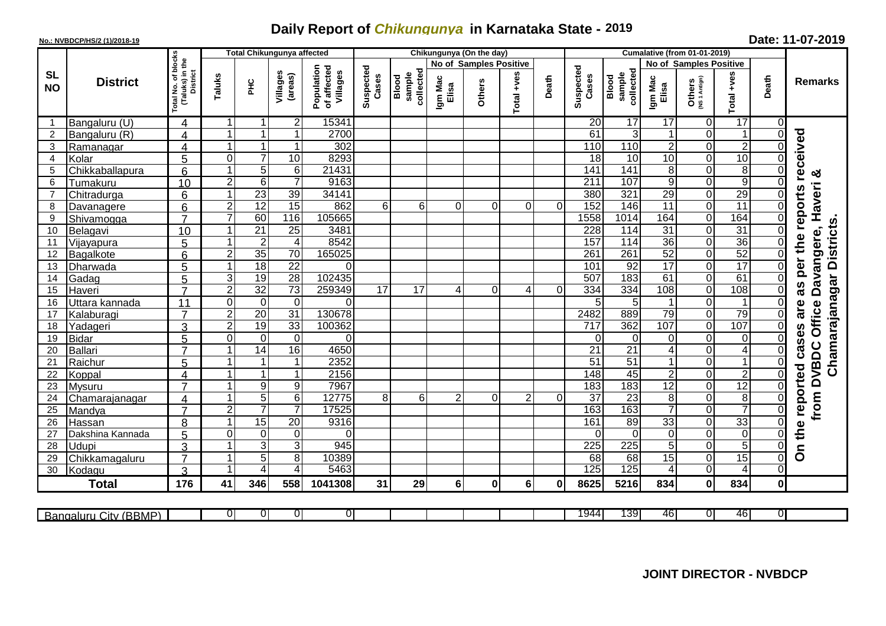# Daily Report of *Chikungunya* in Karnataka State - 2019

**No.: NVBDCP/HS/2 (1)/2018-19**

**Date: 11-07-2019**

| SL NO | District | Total No. of blocks (Taluks) in the District | Total Chikungunya affected | | | | Chikungunya (On the day) | | | | | | | Cumalative (from 01-01-2019) | | | | | | | Remarks |
|---|---|---|---|---|---|---|---|---|---|---|---|---|---|---|---|---|---|---|---|---|---|
| | | | Taluks | PHC | Villages (areas) | Population of affected Villages | Suspected Cases | Blood sample collected | No of Samples Positive | | | Death | Suspected Cases | Blood sample collected | No of Samples Positive | | | Death | |
| | | | | | | | | | Igm Mac Elisa | Others | Total +ves | | | | Igm Mac Elisa | Others (NS 1 Antign) | Total +ves | | |
| 1 | Bangaluru (U) | 4 | 1 | 1 | 2 | 15341 | | | | | | | 20 | 17 | 17 | 0 | 17 | 0 | On the reported cases are as per the reports received from DVBDC Office Davangere, Haveri & Chamarajanagar Districts. |
| 2 | Bangaluru (R) | 4 | 1 | 1 | 1 | 2700 | | | | | | | 61 | 3 | 1 | 0 | 1 | 0 | |
| 3 | Ramanagar | 4 | 1 | 1 | 1 | 302 | | | | | | | 110 | 110 | 2 | 0 | 2 | 0 | |
| 4 | Kolar | 5 | 0 | 7 | 10 | 8293 | | | | | | | 18 | 10 | 10 | 0 | 10 | 0 | |
| 5 | Chikkaballapura | 6 | 1 | 5 | 6 | 21431 | | | | | | | 141 | 141 | 8 | 0 | 8 | 0 | |
| 6 | Tumakuru | 10 | 2 | 6 | 7 | 9163 | | | | | | | 211 | 107 | 9 | 0 | 9 | 0 | |
| 7 | Chitradurga | 6 | 1 | 23 | 39 | 34141 | | | | | | | 380 | 321 | 29 | 0 | 29 | 0 | |
| 8 | Davanagere | 6 | 2 | 12 | 15 | 862 | 6 | 6 | 0 | 0 | 0 | 0 | 152 | 146 | 11 | 0 | 11 | 0 | |
| 9 | Shivamogga | 7 | 7 | 60 | 116 | 105665 | | | | | | | 1558 | 1014 | 164 | 0 | 164 | 0 | |
| 10 | Belagavi | 10 | 1 | 21 | 25 | 3481 | | | | | | | 228 | 114 | 31 | 0 | 31 | 0 | |
| 11 | Vijayapura | 5 | 1 | 2 | 4 | 8542 | | | | | | | 157 | 114 | 36 | 0 | 36 | 0 | |
| 12 | Bagalkote | 6 | 2 | 35 | 70 | 165025 | | | | | | | 261 | 261 | 52 | 0 | 52 | 0 | |
| 13 | Dharwada | 5 | 1 | 18 | 22 | 0 | | | | | | | 101 | 92 | 17 | 0 | 17 | 0 | |
| 14 | Gadag | 5 | 3 | 19 | 28 | 102435 | | | | | | | 507 | 183 | 61 | 0 | 61 | 0 | |
| 15 | Haveri | 7 | 2 | 32 | 73 | 259349 | 17 | 17 | 4 | 0 | 4 | 0 | 334 | 334 | 108 | 0 | 108 | 0 | |
| 16 | Uttara kannada | 11 | 0 | 0 | 0 | 0 | | | | | | | 5 | 5 | 1 | 0 | 1 | 0 | |
| 17 | Kalaburagi | 7 | 2 | 20 | 31 | 130678 | | | | | | | 2482 | 889 | 79 | 0 | 79 | 0 | |
| 18 | Yadageri | 3 | 2 | 19 | 33 | 100362 | | | | | | | 717 | 362 | 107 | 0 | 107 | 0 | |
| 19 | Bidar | 5 | 0 | 0 | 0 | 0 | | | | | | | 0 | 0 | 0 | 0 | 0 | 0 | |
| 20 | Ballari | 7 | 1 | 14 | 16 | 4650 | | | | | | | 21 | 21 | 4 | 0 | 4 | 0 | |
| 21 | Raichur | 5 | 1 | 1 | 1 | 2352 | | | | | | | 51 | 51 | 1 | 0 | 1 | 0 | |
| 22 | Koppal | 4 | 1 | 1 | 1 | 2156 | | | | | | | 148 | 45 | 2 | 0 | 2 | 0 | |
| 23 | Mysuru | 7 | 1 | 9 | 9 | 7967 | | | | | | | 183 | 183 | 12 | 0 | 12 | 0 | |
| 24 | Chamarajanagar | 4 | 1 | 5 | 6 | 12775 | 8 | 6 | 2 | 0 | 2 | 0 | 37 | 23 | 8 | 0 | 8 | 0 | |
| 25 | Mandya | 7 | 2 | 7 | 7 | 17525 | | | | | | | 163 | 163 | 7 | 0 | 7 | 0 | |
| 26 | Hassan | 8 | 1 | 15 | 20 | 9316 | | | | | | | 161 | 89 | 33 | 0 | 33 | 0 | |
| 27 | Dakshina Kannada | 5 | 0 | 0 | 0 | 0 | | | | | | | 0 | 0 | 0 | 0 | 0 | 0 | |
| 28 | Udupi | 3 | 1 | 3 | 3 | 945 | | | | | | | 225 | 225 | 5 | 0 | 5 | 0 | |
| 29 | Chikkamagaluru | 7 | 1 | 5 | 8 | 10389 | | | | | | | 68 | 68 | 15 | 0 | 15 | 0 | |
| 30 | Kodagu | 3 | 1 | 4 | 4 | 5463 | | | | | | | 125 | 125 | 4 | 0 | 4 | 0 | |
| | **Total** | **176** | **41** | **346** | **558** | **1041308** | **31** | **29** | **6** | **0** | **6** | **0** | **8625** | **5216** | **834** | **0** | **834** | **0** | |

| | | | | | | | | | | | | | | | | | | | |
|---|---|---|---|---|---|---|---|---|---|---|---|---|---|---|---|---|---|---|---|
| Bangaluru City (BBMP) | | 0 | 0 | 0 | 0 | | | | | | | 1944 | 139 | 46 | 0 | 46 | 0 | |

**JOINT DIRECTOR - NVBDCP**